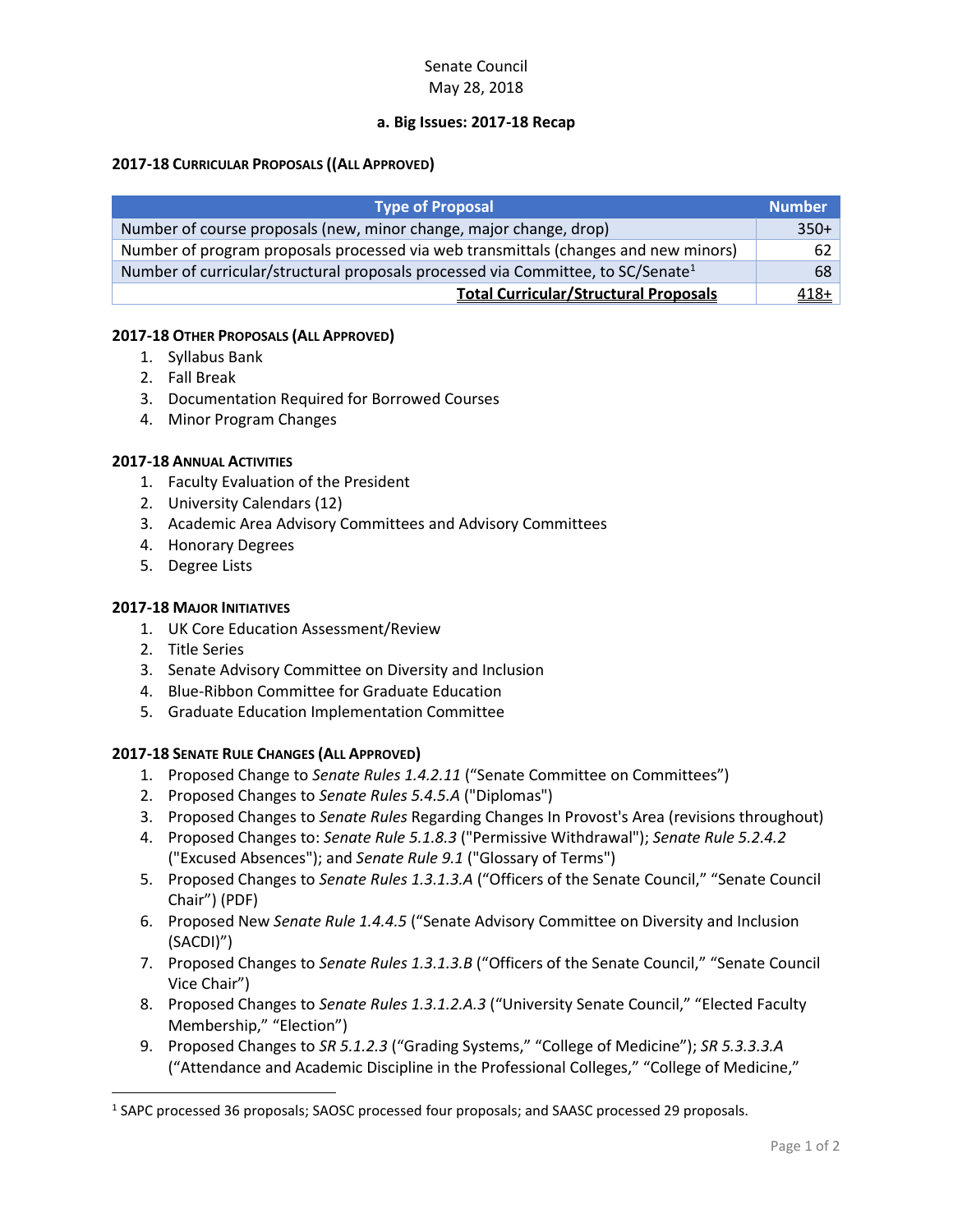Senate Council
May 28, 2018

**a. Big Issues: 2017-18 Recap**

**2017-18 CURRICULAR PROPOSALS ((ALL APPROVED)**

| Type of Proposal | Number |
|---|---|
| Number of course proposals (new, minor change, major change, drop) | 350+ |
| Number of program proposals processed via web transmittals (changes and new minors) | 62 |
| Number of curricular/structural proposals processed via Committee, to SC/Senate[1] | 68 |
| **Total Curricular/Structural Proposals** | 418+ |

**2017-18 OTHER PROPOSALS (ALL APPROVED)**

1. Syllabus Bank
2. Fall Break
3. Documentation Required for Borrowed Courses
4. Minor Program Changes

**2017-18 ANNUAL ACTIVITIES**

1. Faculty Evaluation of the President
2. University Calendars (12)
3. Academic Area Advisory Committees and Advisory Committees
4. Honorary Degrees
5. Degree Lists

**2017-18 MAJOR INITIATIVES**

1. UK Core Education Assessment/Review
2. Title Series
3. Senate Advisory Committee on Diversity and Inclusion
4. Blue-Ribbon Committee for Graduate Education
5. Graduate Education Implementation Committee

**2017-18 SENATE RULE CHANGES (ALL APPROVED)**

1. Proposed Change to *Senate Rules 1.4.2.11* ("Senate Committee on Committees")
2. Proposed Changes to *Senate Rules 5.4.5.A* ("Diplomas")
3. Proposed Changes to *Senate Rules* Regarding Changes In Provost's Area (revisions throughout)
4. Proposed Changes to: *Senate Rule 5.1.8.3* ("Permissive Withdrawal"); *Senate Rule 5.2.4.2* ("Excused Absences"); and *Senate Rule 9.1* ("Glossary of Terms")
5. Proposed Changes to *Senate Rules 1.3.1.3.A* ("Officers of the Senate Council," "Senate Council Chair") (PDF)
6. Proposed New *Senate Rule 1.4.4.5* ("Senate Advisory Committee on Diversity and Inclusion (SACDI)")
7. Proposed Changes to *Senate Rules 1.3.1.3.B* ("Officers of the Senate Council," "Senate Council Vice Chair")
8. Proposed Changes to *Senate Rules 1.3.1.2.A.3* ("University Senate Council," "Elected Faculty Membership," "Election")
9. Proposed Changes to *SR 5.1.2.3* ("Grading Systems," "College of Medicine"); *SR 5.3.3.3.A* ("Attendance and Academic Discipline in the Professional Colleges," "College of Medicine,"

[1] SAPC processed 36 proposals; SAOSC processed four proposals; and SAASC processed 29 proposals.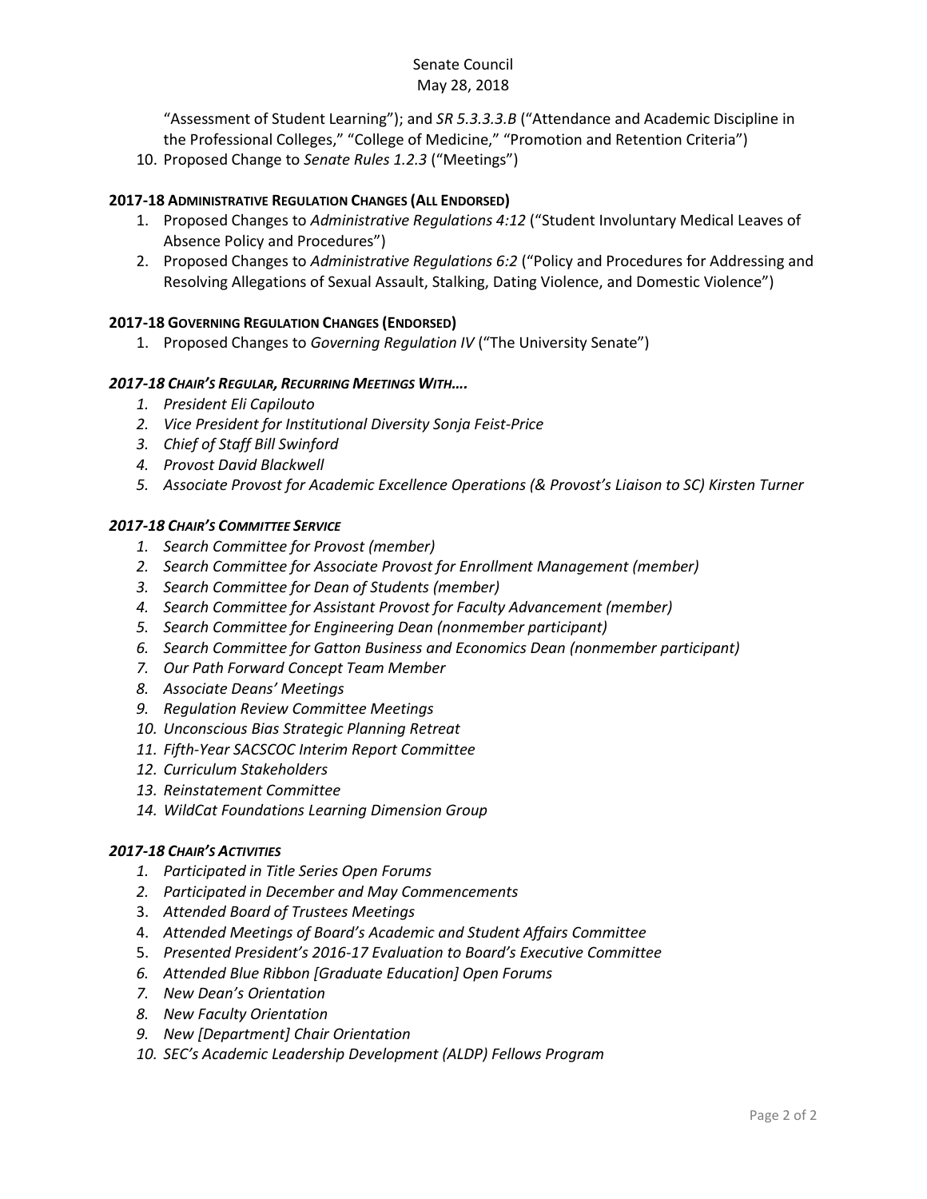"Assessment of Student Learning"); and *SR 5.3.3.3.B* ("Attendance and Academic Discipline in the Professional Colleges," "College of Medicine," "Promotion and Retention Criteria")

10. Proposed Change to *Senate Rules 1.2.3* ("Meetings")

**2017-18 ADMINISTRATIVE REGULATION CHANGES (ALL ENDORSED)**

1. Proposed Changes to *Administrative Regulations 4:12* ("Student Involuntary Medical Leaves of Absence Policy and Procedures")
2. Proposed Changes to *Administrative Regulations 6:2* ("Policy and Procedures for Addressing and Resolving Allegations of Sexual Assault, Stalking, Dating Violence, and Domestic Violence")

**2017-18 GOVERNING REGULATION CHANGES (ENDORSED)**

1. Proposed Changes to *Governing Regulation IV* ("The University Senate")

***2017-18 CHAIR'S REGULAR, RECURRING MEETINGS WITH….***

1. *President Eli Capilouto*
2. *Vice President for Institutional Diversity Sonja Feist-Price*
3. *Chief of Staff Bill Swinford*
4. *Provost David Blackwell*
5. *Associate Provost for Academic Excellence Operations (& Provost's Liaison to SC) Kirsten Turner*

***2017-18 CHAIR'S COMMITTEE SERVICE***

1. *Search Committee for Provost (member)*
2. *Search Committee for Associate Provost for Enrollment Management (member)*
3. *Search Committee for Dean of Students (member)*
4. *Search Committee for Assistant Provost for Faculty Advancement (member)*
5. *Search Committee for Engineering Dean (nonmember participant)*
6. *Search Committee for Gatton Business and Economics Dean (nonmember participant)*
7. *Our Path Forward Concept Team Member*
8. *Associate Deans' Meetings*
9. *Regulation Review Committee Meetings*
10. *Unconscious Bias Strategic Planning Retreat*
11. *Fifth-Year SACSCOC Interim Report Committee*
12. *Curriculum Stakeholders*
13. *Reinstatement Committee*
14. *WildCat Foundations Learning Dimension Group*

***2017-18 CHAIR'S ACTIVITIES***

1. *Participated in Title Series Open Forums*
2. *Participated in December and May Commencements*
3. *Attended Board of Trustees Meetings*
4. *Attended Meetings of Board's Academic and Student Affairs Committee*
5. *Presented President's 2016-17 Evaluation to Board's Executive Committee*
6. *Attended Blue Ribbon [Graduate Education] Open Forums*
7. *New Dean's Orientation*
8. *New Faculty Orientation*
9. *New [Department] Chair Orientation*
10. *SEC's Academic Leadership Development (ALDP) Fellows Program*